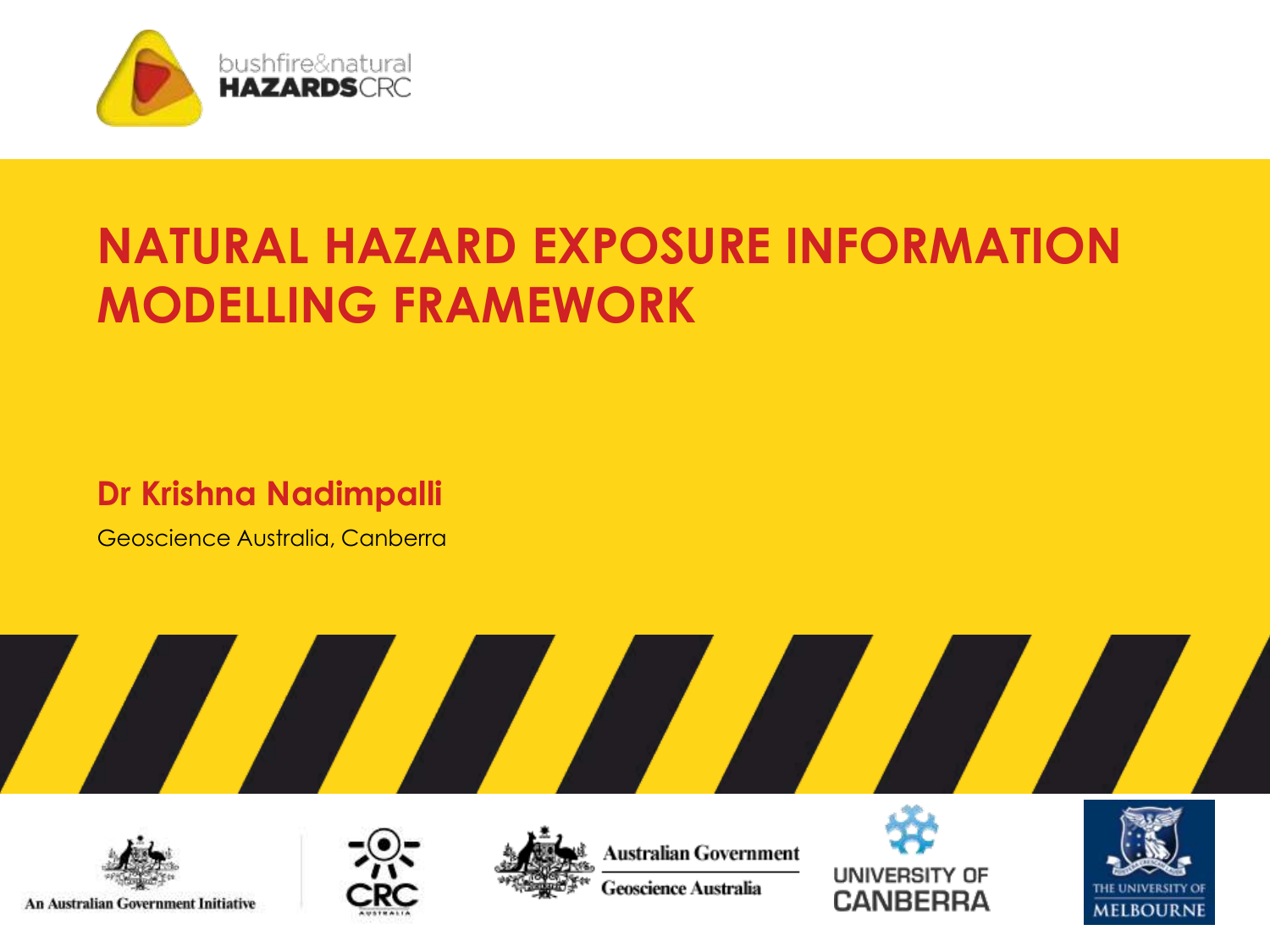bushfire&natural **HAZARDS**CRC

# NATURAL HAZARD EXPOSURE INFORMATION MODELLING FRAMEWORK

**Dr Krishna Nadimpalli**

Geoscience Australia, Canberra

An Australian Government Initiative

CRC AUSTRALIA

Australian Government
Geoscience Australia

UNIVERSITY OF CANBERRA

THE UNIVERSITY OF MELBOURNE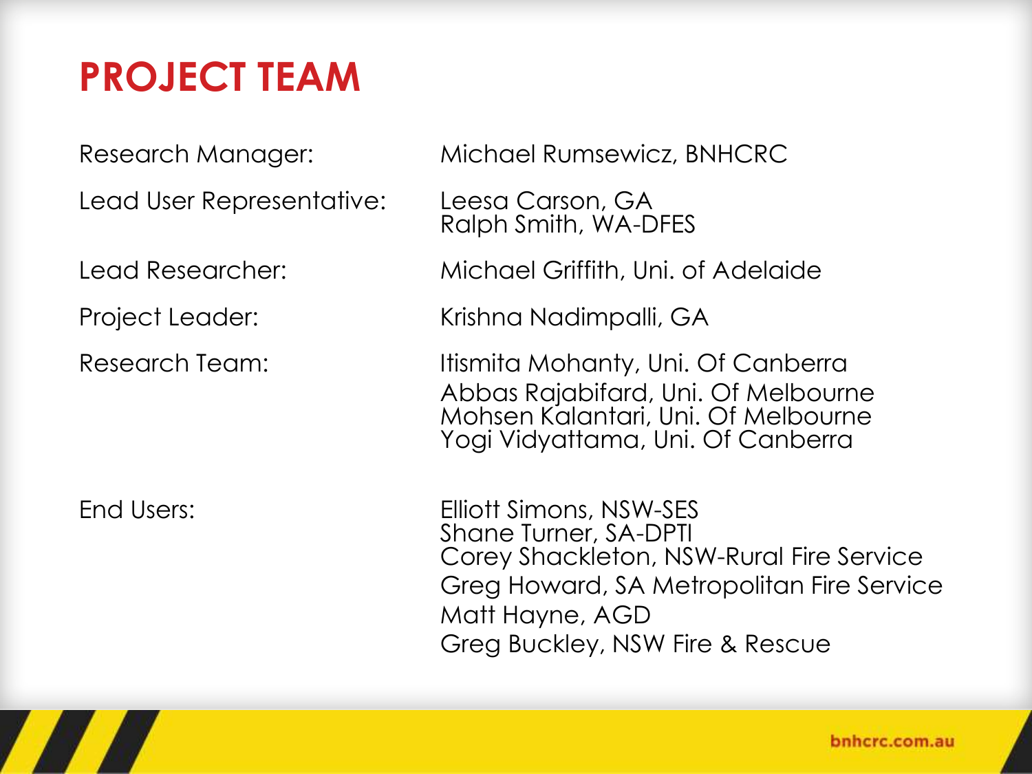# PROJECT TEAM

| | |
|---|---|
| Research Manager: | Michael Rumsewicz, BNHCRC |
| Lead User Representative: | Leesa Carson, GA<br>Ralph Smith, WA-DFES |
| Lead Researcher: | Michael Griffith, Uni. of Adelaide |
| Project Leader: | Krishna Nadimpalli, GA |
| Research Team: | Itismita Mohanty, Uni. Of Canberra<br>Abbas Rajabifard, Uni. Of Melbourne<br>Mohsen Kalantari, Uni. Of Melbourne<br>Yogi Vidyattama, Uni. Of Canberra |
| End Users: | Elliott Simons, NSW-SES<br>Shane Turner, SA-DPTI<br>Corey Shackleton, NSW-Rural Fire Service<br>Greg Howard, SA Metropolitan Fire Service<br>Matt Hayne, AGD<br>Greg Buckley, NSW Fire & Rescue |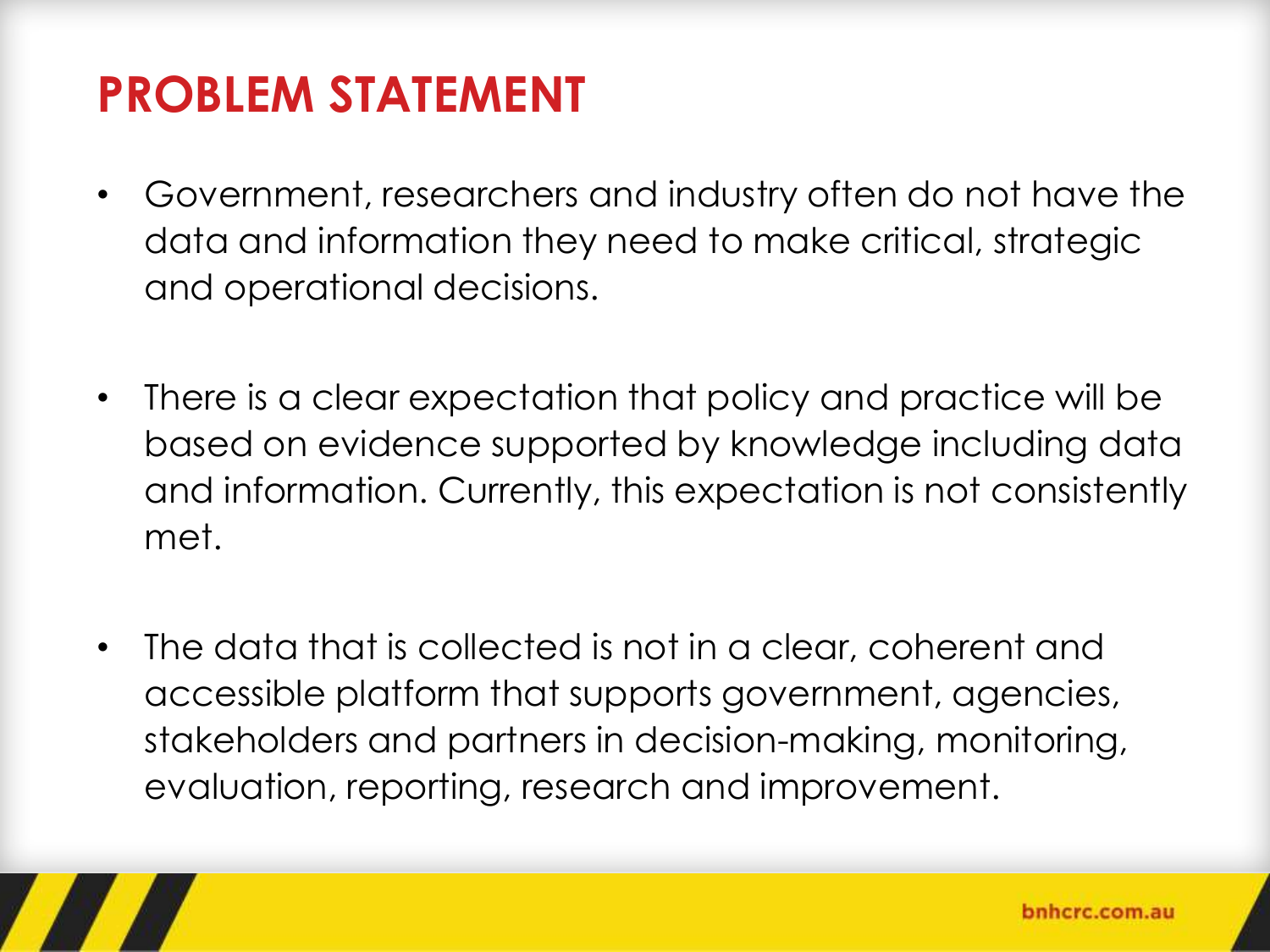# PROBLEM STATEMENT

- Government, researchers and industry often do not have the data and information they need to make critical, strategic and operational decisions.
- There is a clear expectation that policy and practice will be based on evidence supported by knowledge including data and information. Currently, this expectation is not consistently met.
- The data that is collected is not in a clear, coherent and accessible platform that supports government, agencies, stakeholders and partners in decision-making, monitoring, evaluation, reporting, research and improvement.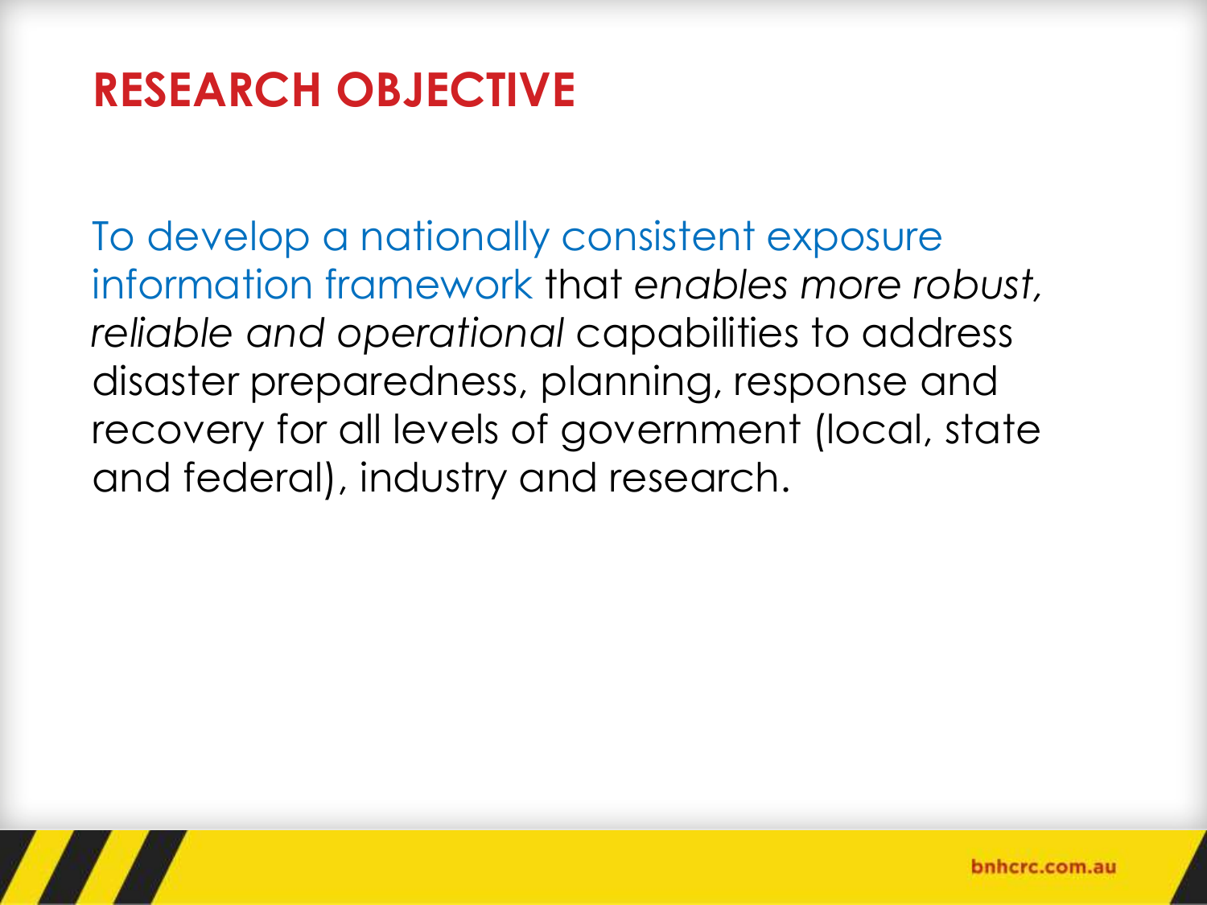# RESEARCH OBJECTIVE

To develop a nationally consistent exposure information framework that *enables more robust, reliable and operational* capabilities to address disaster preparedness, planning, response and recovery for all levels of government (local, state and federal), industry and research.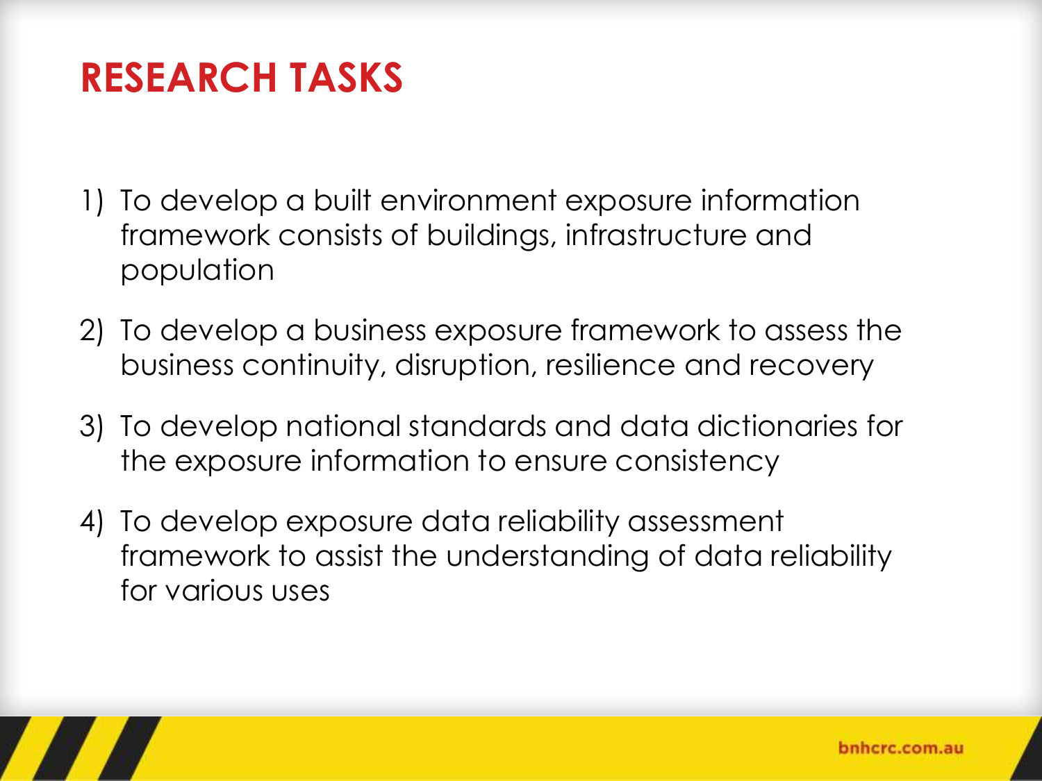# RESEARCH TASKS

1) To develop a built environment exposure information framework consists of buildings, infrastructure and population
2) To develop a business exposure framework to assess the business continuity, disruption, resilience and recovery
3) To develop national standards and data dictionaries for the exposure information to ensure consistency
4) To develop exposure data reliability assessment framework to assist the understanding of data reliability for various uses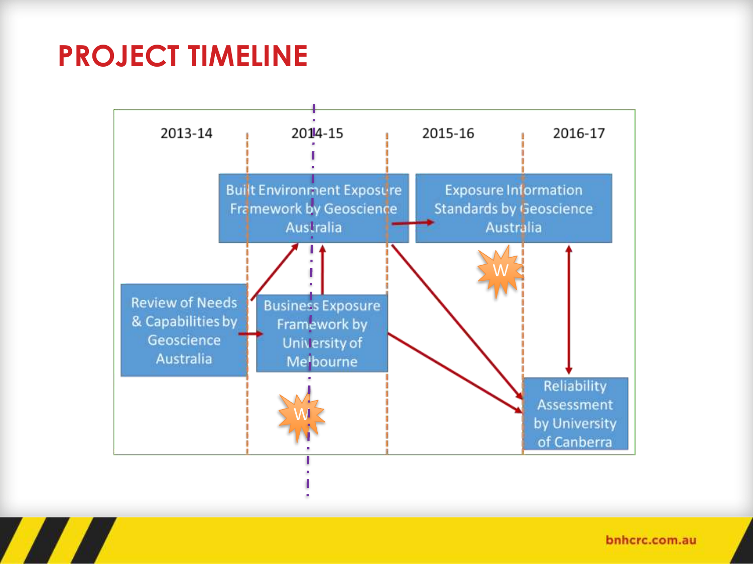# PROJECT TIMELINE

2013-14 | 2014-15 | 2015-16 | 2016-17

Review of Needs & Capabilities by Geoscience Australia

Built Environment Exposure Framework by Geoscience Australia

Business Exposure Framework by University of Melbourne

Exposure Information Standards by Geoscience Australia

Reliability Assessment by University of Canberra

W

W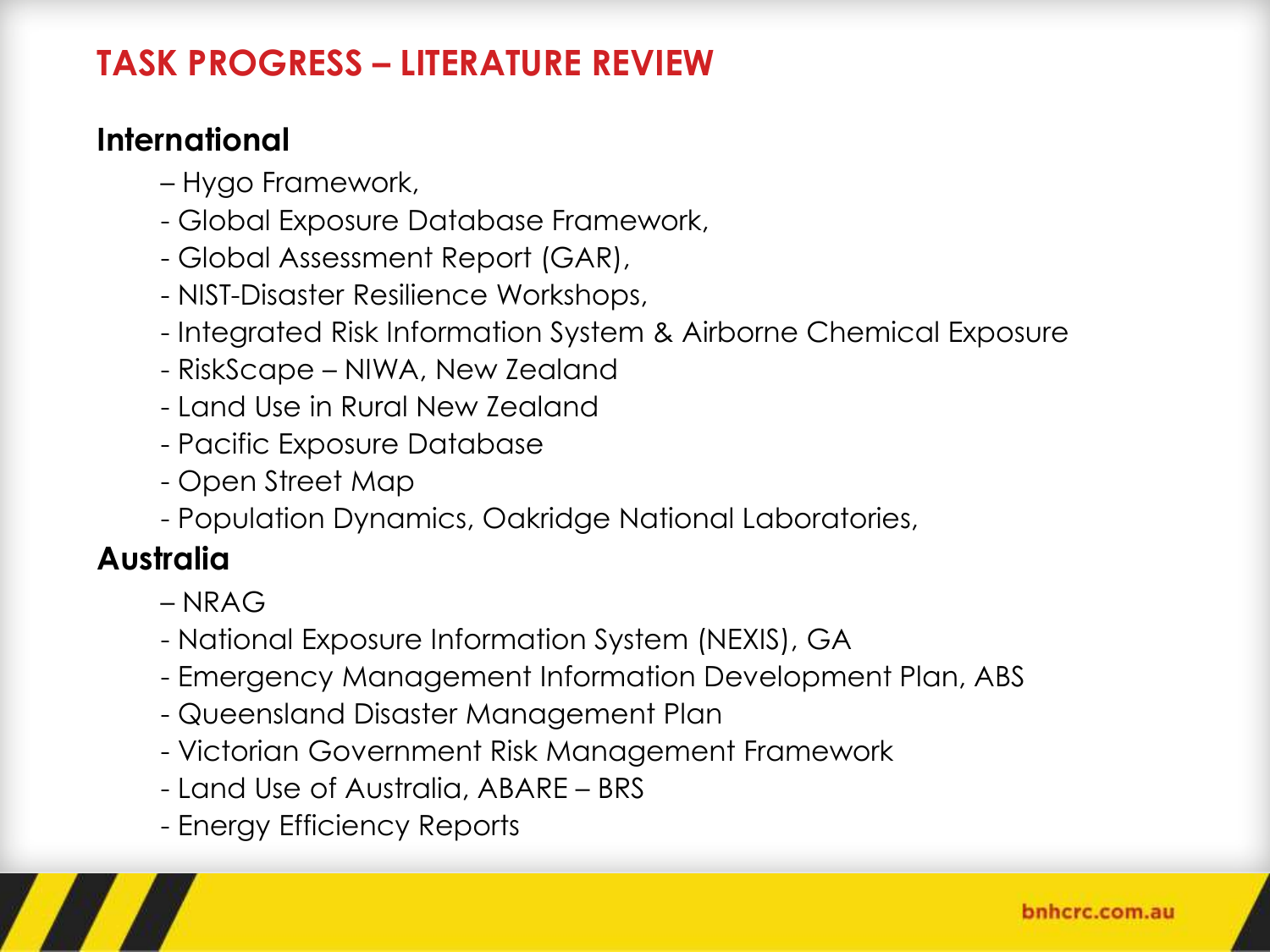# TASK PROGRESS – LITERATURE REVIEW

## International

- Hygo Framework,
- Global Exposure Database Framework,
- Global Assessment Report (GAR),
- NIST-Disaster Resilience Workshops,
- Integrated Risk Information System & Airborne Chemical Exposure
- RiskScape – NIWA, New Zealand
- Land Use in Rural New Zealand
- Pacific Exposure Database
- Open Street Map
- Population Dynamics, Oakridge National Laboratories,

## Australia

- NRAG
- National Exposure Information System (NEXIS), GA
- Emergency Management Information Development Plan, ABS
- Queensland Disaster Management Plan
- Victorian Government Risk Management Framework
- Land Use of Australia, ABARE – BRS
- Energy Efficiency Reports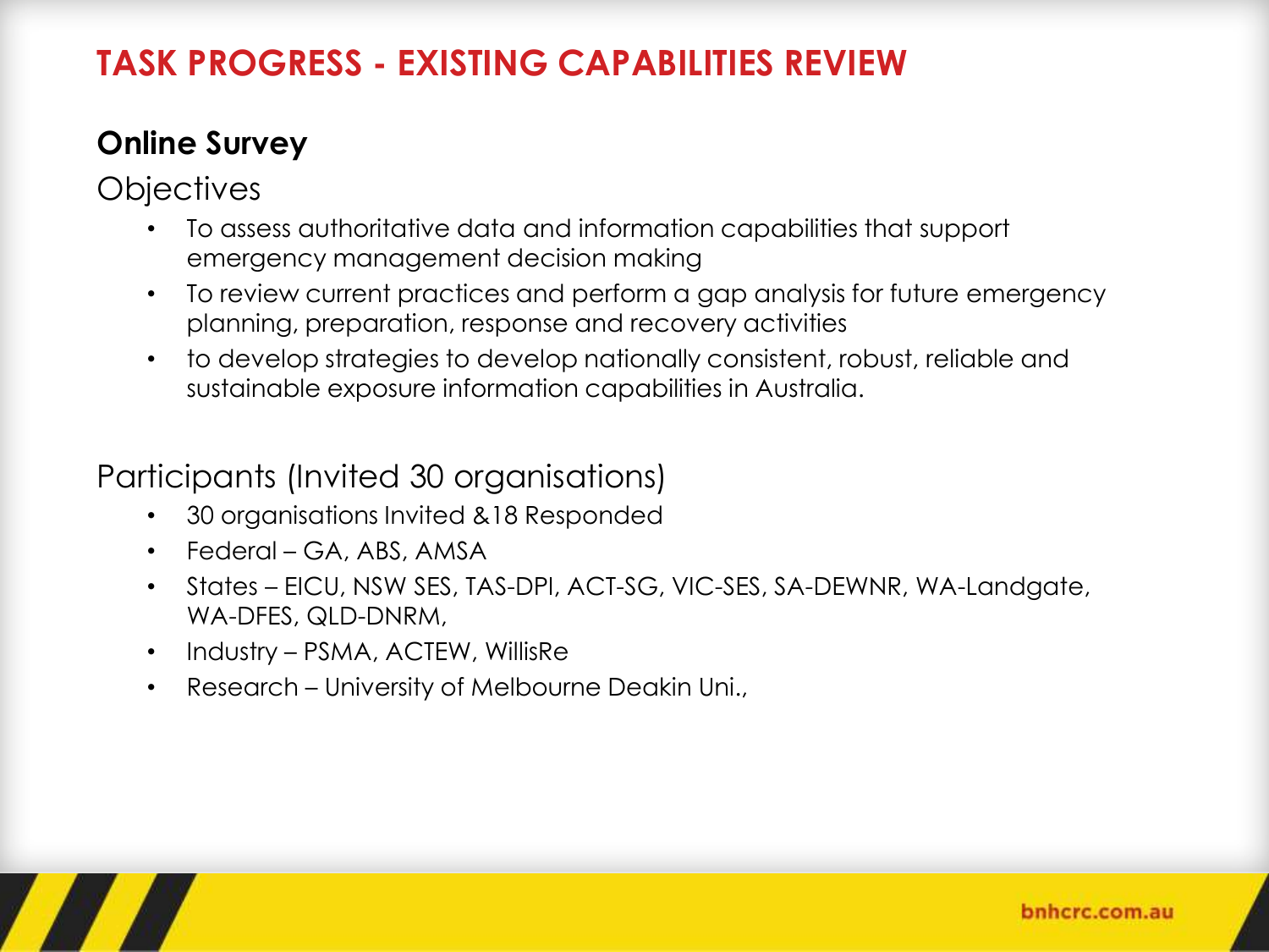# TASK PROGRESS - EXISTING CAPABILITIES REVIEW

## Online Survey

### Objectives

- To assess authoritative data and information capabilities that support emergency management decision making
- To review current practices and perform a gap analysis for future emergency planning, preparation, response and recovery activities
- to develop strategies to develop nationally consistent, robust, reliable and sustainable exposure information capabilities in Australia.

### Participants (Invited 30 organisations)

- 30 organisations Invited &18 Responded
- Federal – GA, ABS, AMSA
- States – EICU, NSW SES, TAS-DPI, ACT-SG, VIC-SES, SA-DEWNR, WA-Landgate, WA-DFES, QLD-DNRM,
- Industry – PSMA, ACTEW, WillisRe
- Research – University of Melbourne Deakin Uni.,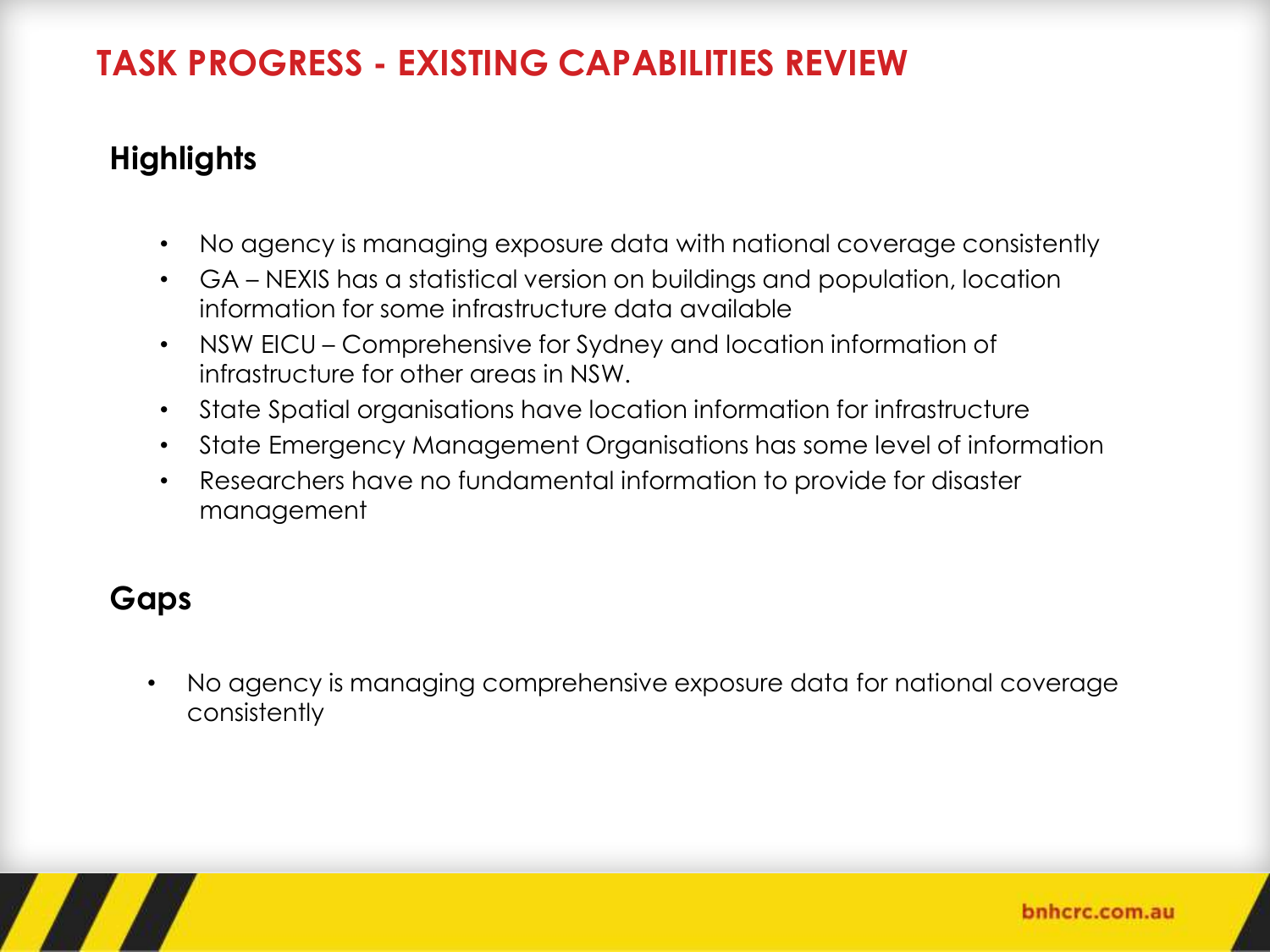# TASK PROGRESS - EXISTING CAPABILITIES REVIEW

## Highlights

- No agency is managing exposure data with national coverage consistently
- GA – NEXIS has a statistical version on buildings and population, location information for some infrastructure data available
- NSW EICU – Comprehensive for Sydney and location information of infrastructure for other areas in NSW.
- State Spatial organisations have location information for infrastructure
- State Emergency Management Organisations has some level of information
- Researchers have no fundamental information to provide for disaster management

## Gaps

- No agency is managing comprehensive exposure data for national coverage consistently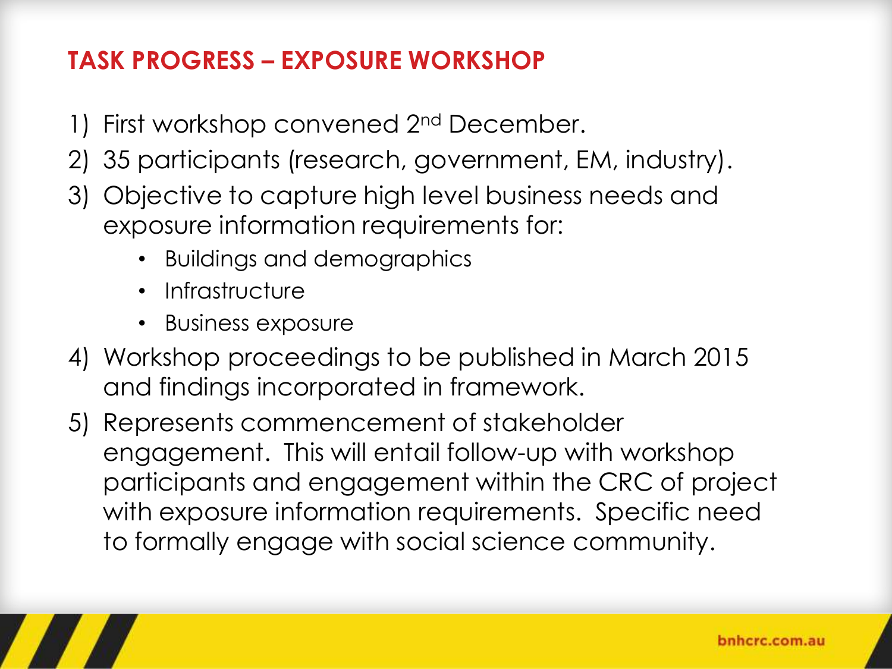## TASK PROGRESS – EXPOSURE WORKSHOP

1) First workshop convened 2nd December.
2) 35 participants (research, government, EM, industry).
3) Objective to capture high level business needs and exposure information requirements for:
   - Buildings and demographics
   - Infrastructure
   - Business exposure
4) Workshop proceedings to be published in March 2015 and findings incorporated in framework.
5) Represents commencement of stakeholder engagement. This will entail follow-up with workshop participants and engagement within the CRC of project with exposure information requirements. Specific need to formally engage with social science community.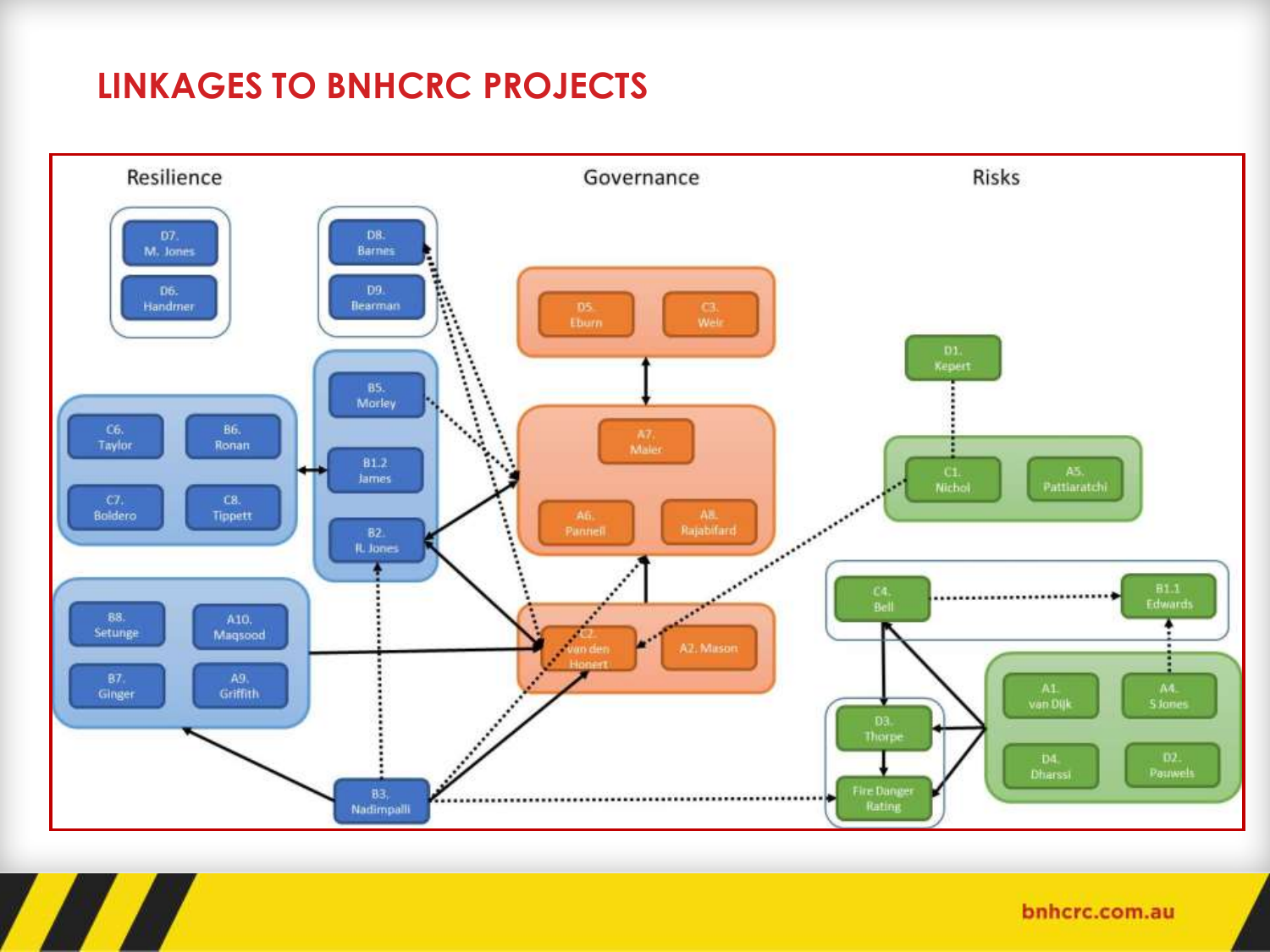# LINKAGES TO BNHCRC PROJECTS

Resilience

Governance

Risks

D7. M. Jones

D6. Handmer

D8. Barnes

D9. Bearman

D5. Eburn

C3. Weir

D1. Kepert

B5. Morley

B1.2 James

B2. R. Jones

C6. Taylor

B6. Ronan

C7. Boldero

C8. Tippett

A7. Maier

A6. Pannell

A8. Rajabifard

C1. Nichol

A5. Pattiaratchi

B8. Setunge

A10. Maqsood

B7. Ginger

A9. Griffith

C2. van den Honert

A2. Mason

C4. Bell

B1.1 Edwards

D3. Thorpe

Fire Danger Rating

A1. van Dijk

A4. S Jones

D4. Dharssi

D2. Pauwels

B3. Nadimpalli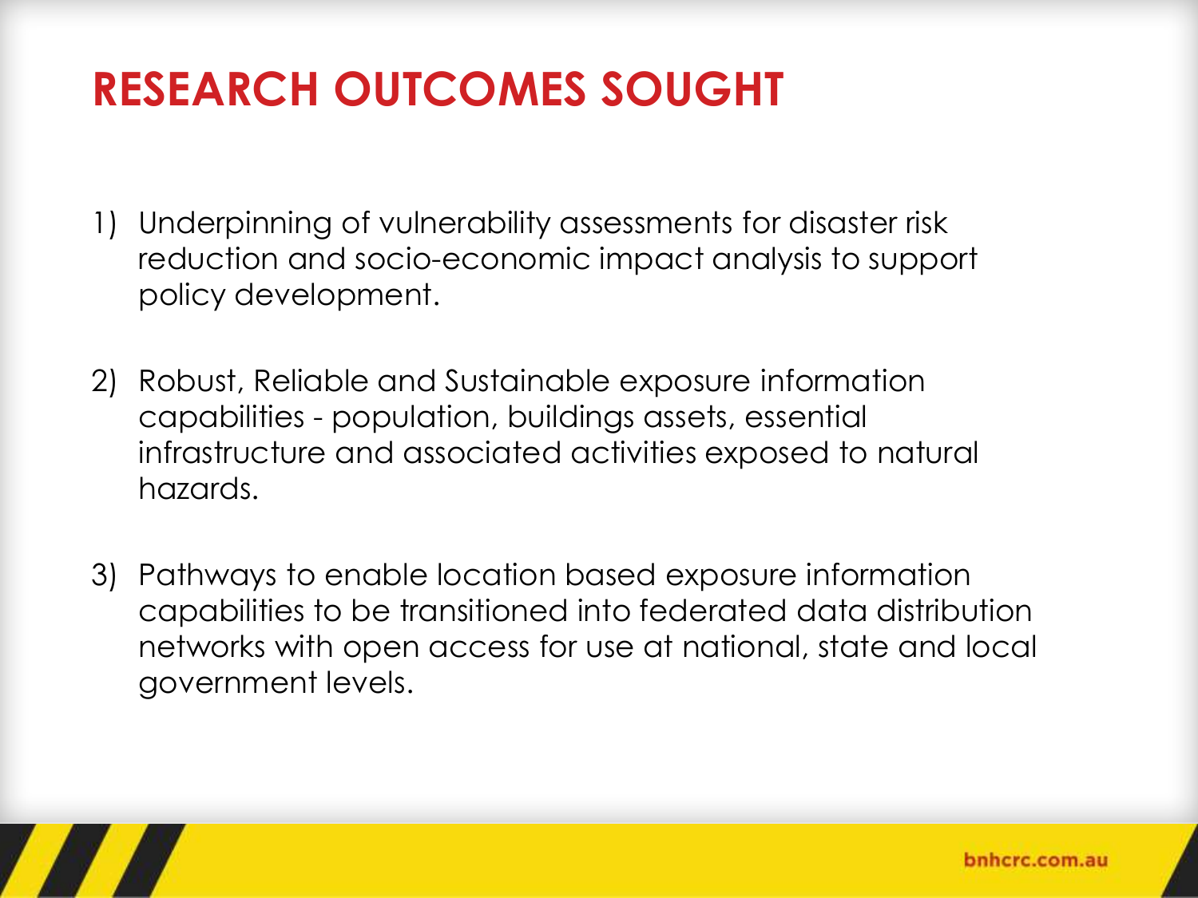# RESEARCH OUTCOMES SOUGHT

1) Underpinning of vulnerability assessments for disaster risk reduction and socio-economic impact analysis to support policy development.

2) Robust, Reliable and Sustainable exposure information capabilities - population, buildings assets, essential infrastructure and associated activities exposed to natural hazards.

3) Pathways to enable location based exposure information capabilities to be transitioned into federated data distribution networks with open access for use at national, state and local government levels.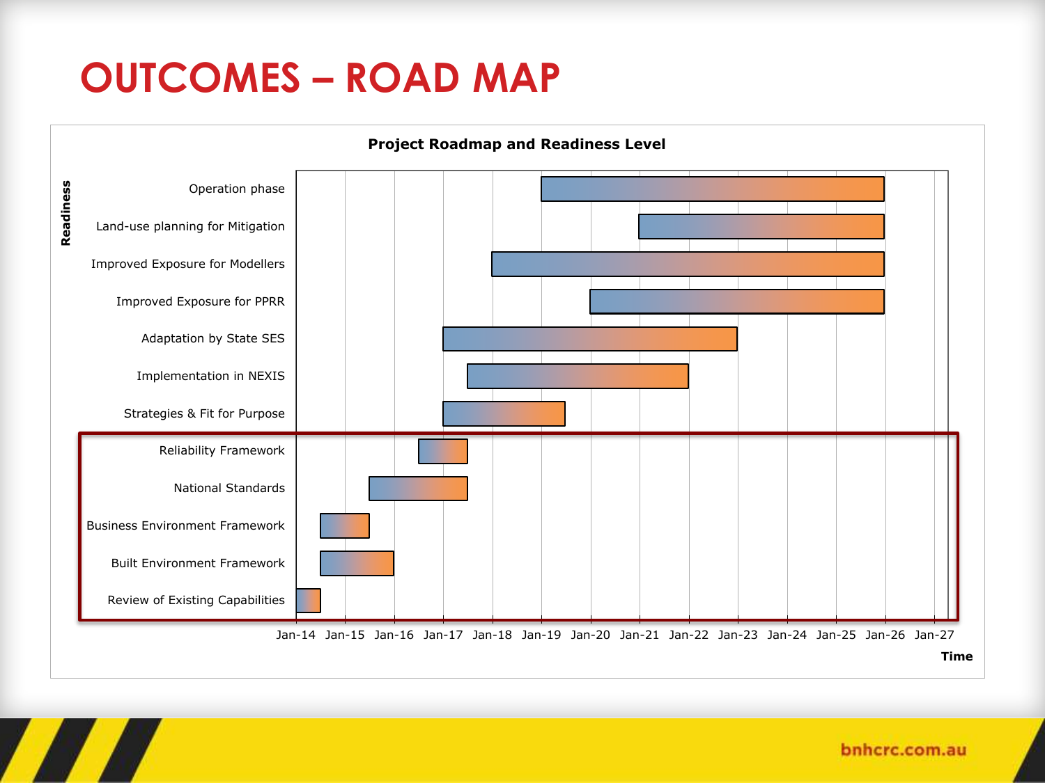# OUTCOMES – ROAD MAP

**Project Roadmap and Readiness Level**

| Readiness | Start | End |
|---|---|---|
| Operation phase | Jan-19 | Jan-26 |
| Land-use planning for Mitigation | Jan-21 | Jan-26 |
| Improved Exposure for Modellers | Jan-18 | Jan-26 |
| Improved Exposure for PPRR | Jan-20 | Jan-26 |
| Adaptation by State SES | Jan-17 | Jan-23 |
| Implementation in NEXIS | Jul-17 | Jan-22 |
| Strategies & Fit for Purpose | Jan-17 | Jul-19 |
| Reliability Framework | Jul-16 | Jul-17 |
| National Standards | Jul-15 | Jul-17 |
| Business Environment Framework | Jul-14 | Jul-15 |
| Built Environment Framework | Jul-14 | Jan-16 |
| Review of Existing Capabilities | Jan-14 | Jul-14 |

Time: Jan-14, Jan-15, Jan-16, Jan-17, Jan-18, Jan-19, Jan-20, Jan-21, Jan-22, Jan-23, Jan-24, Jan-25, Jan-26, Jan-27

bnhcrc.com.au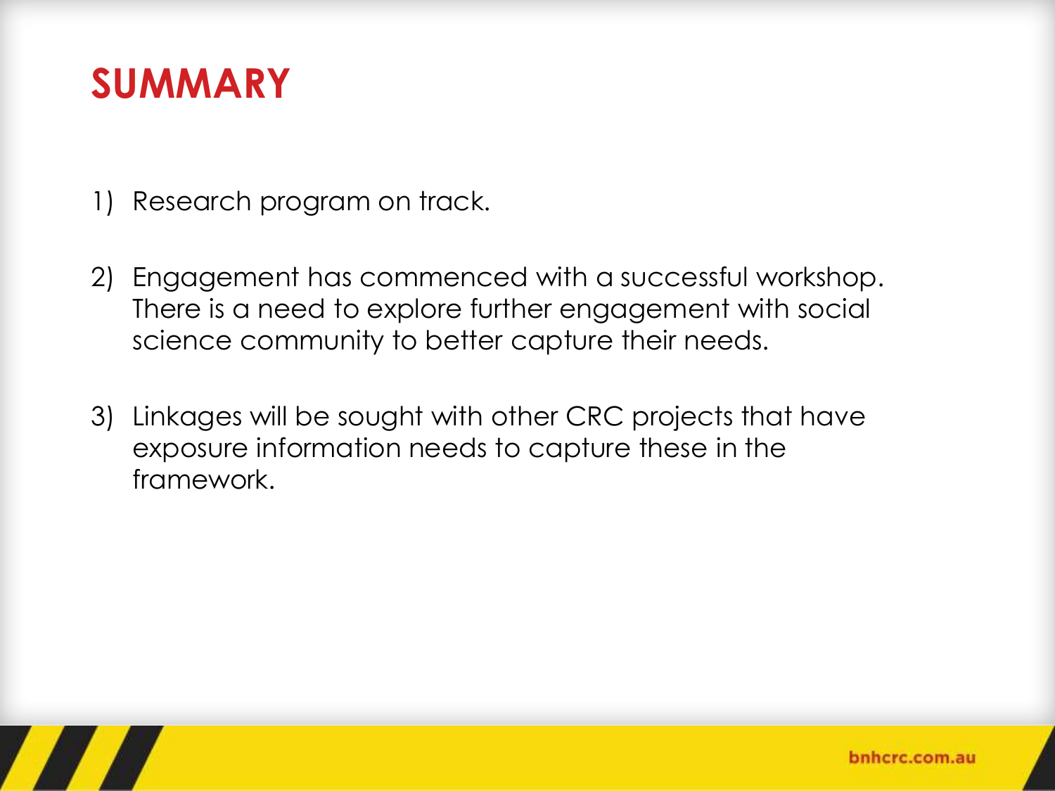# SUMMARY

1) Research program on track.

2) Engagement has commenced with a successful workshop. There is a need to explore further engagement with social science community to better capture their needs.

3) Linkages will be sought with other CRC projects that have exposure information needs to capture these in the framework.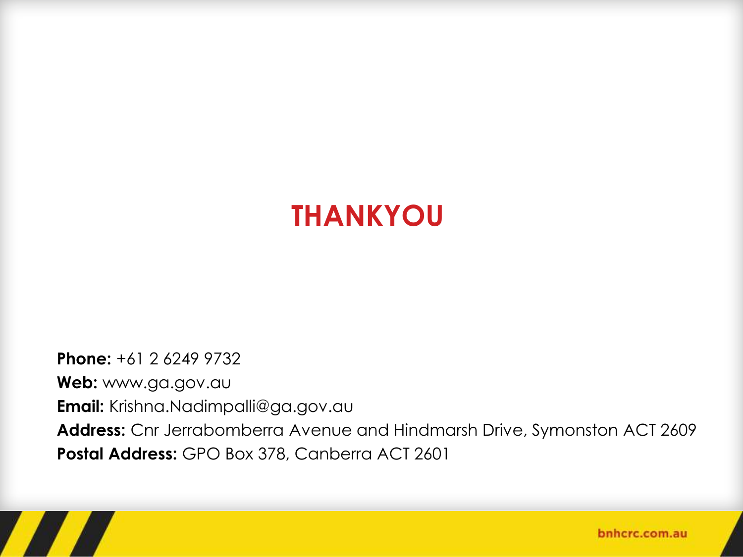# THANKYOU

**Phone:** +61 2 6249 9732
**Web:** www.ga.gov.au
**Email:** Krishna.Nadimpalli@ga.gov.au
**Address:** Cnr Jerrabomberra Avenue and Hindmarsh Drive, Symonston ACT 2609
**Postal Address:** GPO Box 378, Canberra ACT 2601